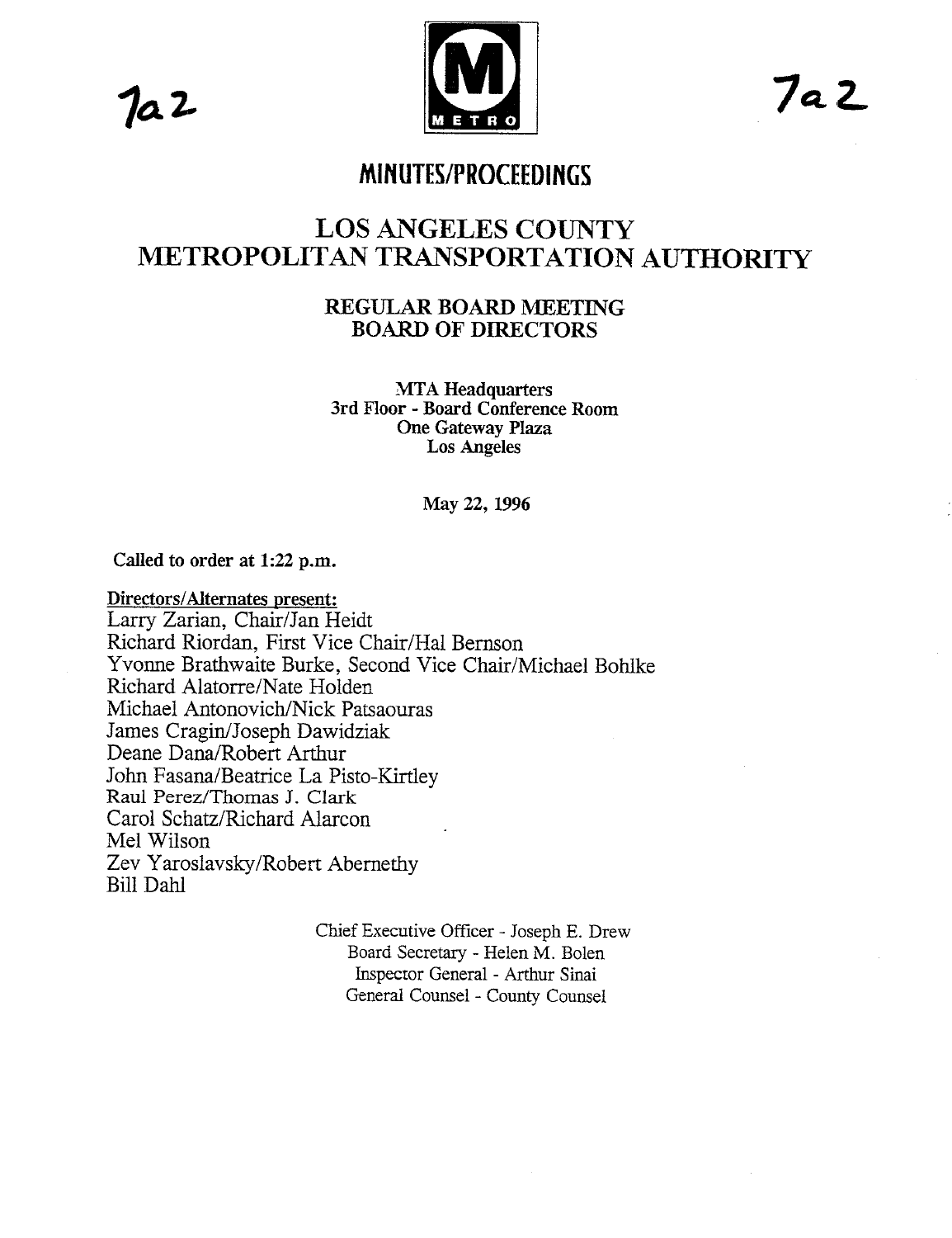7a2

METRO

7a2

# MINUTES/PROCEEDINGS

## LOS ANGELES COUNTY METROPOLITAN TRANSPORTATION AUTHORITY

### REGULAR BOARD MEETING
### BOARD OF DIRECTORS

MTA Headquarters
3rd Floor - Board Conference Room
One Gateway Plaza
Los Angeles

May 22, 1996

**Called to order at 1:22 p.m.**

**Directors/Alternates present:**
Larry Zarian, Chair/Jan Heidt
Richard Riordan, First Vice Chair/Hal Bernson
Yvonne Brathwaite Burke, Second Vice Chair/Michael Bohlke
Richard Alatorre/Nate Holden
Michael Antonovich/Nick Patsaouras
James Cragin/Joseph Dawidziak
Deane Dana/Robert Arthur
John Fasana/Beatrice La Pisto-Kirtley
Raul Perez/Thomas J. Clark
Carol Schatz/Richard Alarcon
Mel Wilson
Zev Yaroslavsky/Robert Abernethy
Bill Dahl

Chief Executive Officer - Joseph E. Drew
Board Secretary - Helen M. Bolen
Inspector General - Arthur Sinai
General Counsel - County Counsel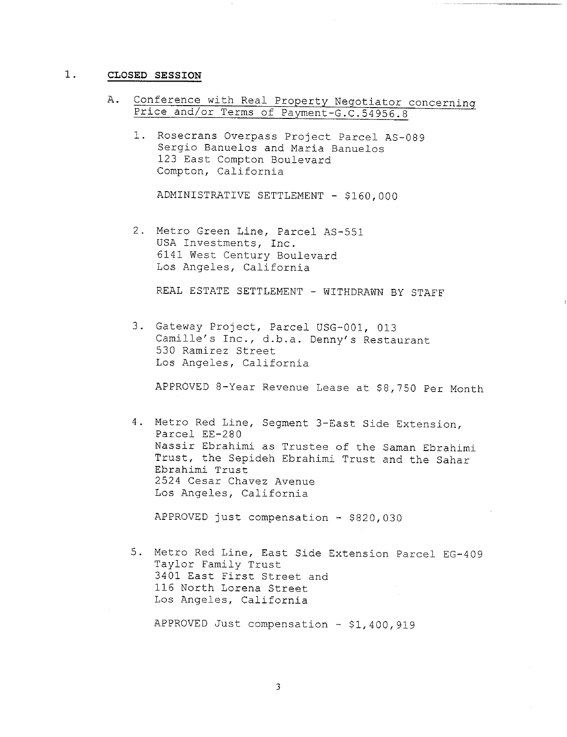1. **CLOSED SESSION**

   A. Conference with Real Property Negotiator concerning Price and/or Terms of Payment-G.C.54956.8

      1. Rosecrans Overpass Project Parcel AS-089
         Sergio Banuelos and Maria Banuelos
         123 East Compton Boulevard
         Compton, California

         ADMINISTRATIVE SETTLEMENT - $160,000

      2. Metro Green Line, Parcel AS-551
         USA Investments, Inc.
         6141 West Century Boulevard
         Los Angeles, California

         REAL ESTATE SETTLEMENT - WITHDRAWN BY STAFF

      3. Gateway Project, Parcel USG-001, 013
         Camille's Inc., d.b.a. Denny's Restaurant
         530 Ramirez Street
         Los Angeles, California

         APPROVED 8-Year Revenue Lease at $8,750 Per Month

      4. Metro Red Line, Segment 3-East Side Extension, Parcel EE-280
         Nassir Ebrahimi as Trustee of the Saman Ebrahimi Trust, the Sepideh Ebrahimi Trust and the Sahar Ebrahimi Trust
         2524 Cesar Chavez Avenue
         Los Angeles, California

         APPROVED just compensation - $820,030

      5. Metro Red Line, East Side Extension Parcel EG-409
         Taylor Family Trust
         3401 East First Street and
         116 North Lorena Street
         Los Angeles, California

         APPROVED Just compensation - $1,400,919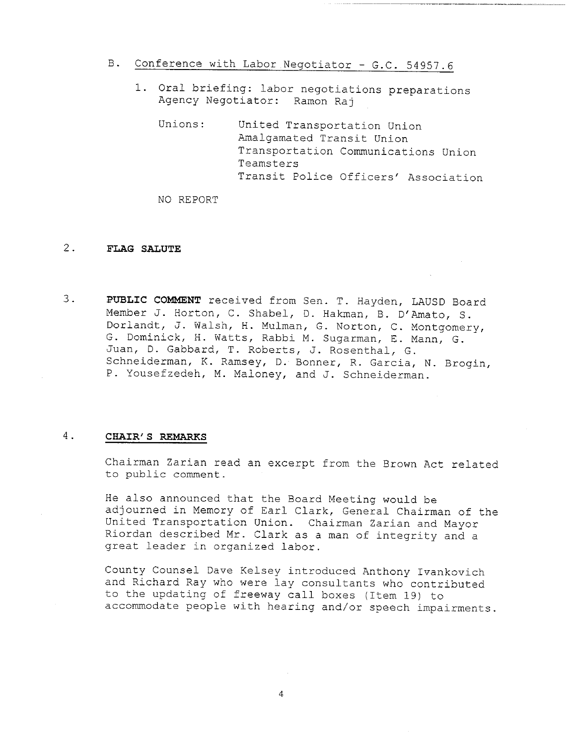B. Conference with Labor Negotiator - G.C. 54957.6

1. Oral briefing: labor negotiations preparations
   Agency Negotiator: Ramon Raj

   Unions:
   - United Transportation Union
   - Amalgamated Transit Union
   - Transportation Communications Union
   - Teamsters
   - Transit Police Officers' Association

   NO REPORT

2. **FLAG SALUTE**

3. **PUBLIC COMMENT** received from Sen. T. Hayden, LAUSD Board Member J. Horton, C. Shabel, D. Hakman, B. D'Amato, S. Dorlandt, J. Walsh, H. Mulman, G. Norton, C. Montgomery, G. Dominick, H. Watts, Rabbi M. Sugarman, E. Mann, G. Juan, D. Gabbard, T. Roberts, J. Rosenthal, G. Schneiderman, K. Ramsey, D. Bonner, R. Garcia, N. Brogin, P. Yousefzedeh, M. Maloney, and J. Schneiderman.

4. **CHAIR'S REMARKS**

   Chairman Zarian read an excerpt from the Brown Act related to public comment.

   He also announced that the Board Meeting would be adjourned in Memory of Earl Clark, General Chairman of the United Transportation Union. Chairman Zarian and Mayor Riordan described Mr. Clark as a man of integrity and a great leader in organized labor.

   County Counsel Dave Kelsey introduced Anthony Ivankovich and Richard Ray who were lay consultants who contributed to the updating of freeway call boxes (Item 19) to accommodate people with hearing and/or speech impairments.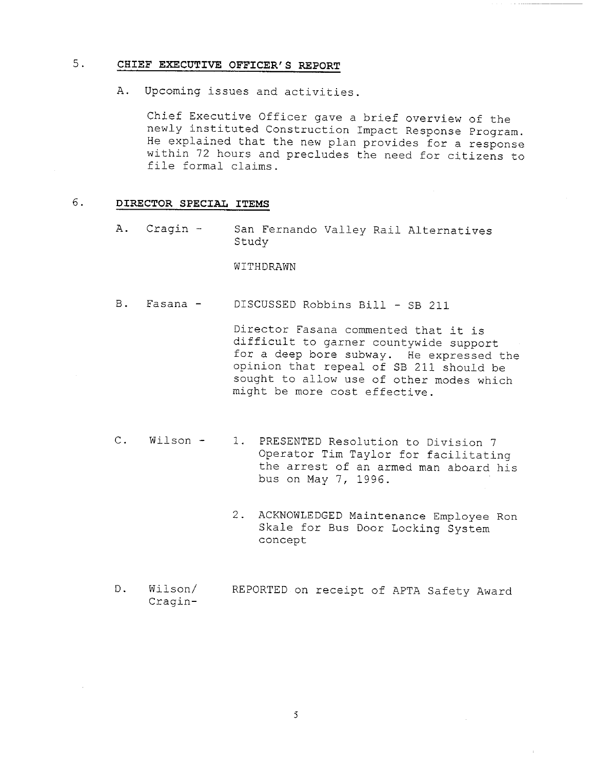## 5. CHIEF EXECUTIVE OFFICER'S REPORT

A. Upcoming issues and activities.

Chief Executive Officer gave a brief overview of the newly instituted Construction Impact Response Program. He explained that the new plan provides for a response within 72 hours and precludes the need for citizens to file formal claims.

## 6. DIRECTOR SPECIAL ITEMS

A. Cragin - San Fernando Valley Rail Alternatives Study

WITHDRAWN

B. Fasana - DISCUSSED Robbins Bill - SB 211

Director Fasana commented that it is difficult to garner countywide support for a deep bore subway. He expressed the opinion that repeal of SB 211 should be sought to allow use of other modes which might be more cost effective.

C. Wilson -

1. PRESENTED Resolution to Division 7 Operator Tim Taylor for facilitating the arrest of an armed man aboard his bus on May 7, 1996.

2. ACKNOWLEDGED Maintenance Employee Ron Skale for Bus Door Locking System concept

D. Wilson/ Cragin- REPORTED on receipt of APTA Safety Award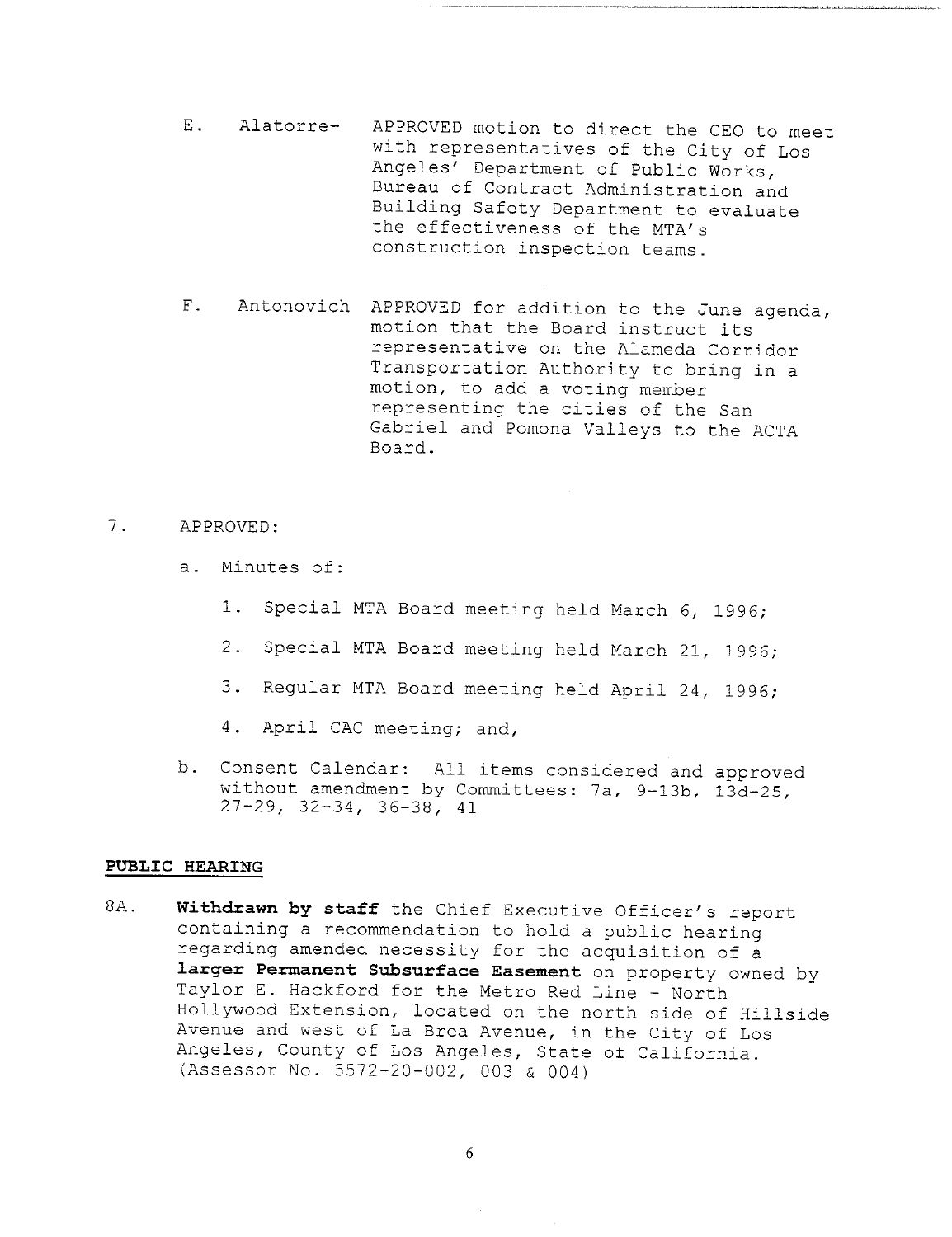E. Alatorre- APPROVED motion to direct the CEO to meet with representatives of the City of Los Angeles' Department of Public Works, Bureau of Contract Administration and Building Safety Department to evaluate the effectiveness of the MTA's construction inspection teams.

F. Antonovich APPROVED for addition to the June agenda, motion that the Board instruct its representative on the Alameda Corridor Transportation Authority to bring in a motion, to add a voting member representing the cities of the San Gabriel and Pomona Valleys to the ACTA Board.

7. APPROVED:

   a. Minutes of:

      1. Special MTA Board meeting held March 6, 1996;

      2. Special MTA Board meeting held March 21, 1996;

      3. Regular MTA Board meeting held April 24, 1996;

      4. April CAC meeting; and,

   b. Consent Calendar: All items considered and approved without amendment by Committees: 7a, 9-13b, 13d-25, 27-29, 32-34, 36-38, 41

**PUBLIC HEARING**

8A. **Withdrawn by staff** the Chief Executive Officer's report containing a recommendation to hold a public hearing regarding amended necessity for the acquisition of a **larger Permanent Subsurface Easement** on property owned by Taylor E. Hackford for the Metro Red Line - North Hollywood Extension, located on the north side of Hillside Avenue and west of La Brea Avenue, in the City of Los Angeles, County of Los Angeles, State of California. (Assessor No. 5572-20-002, 003 & 004)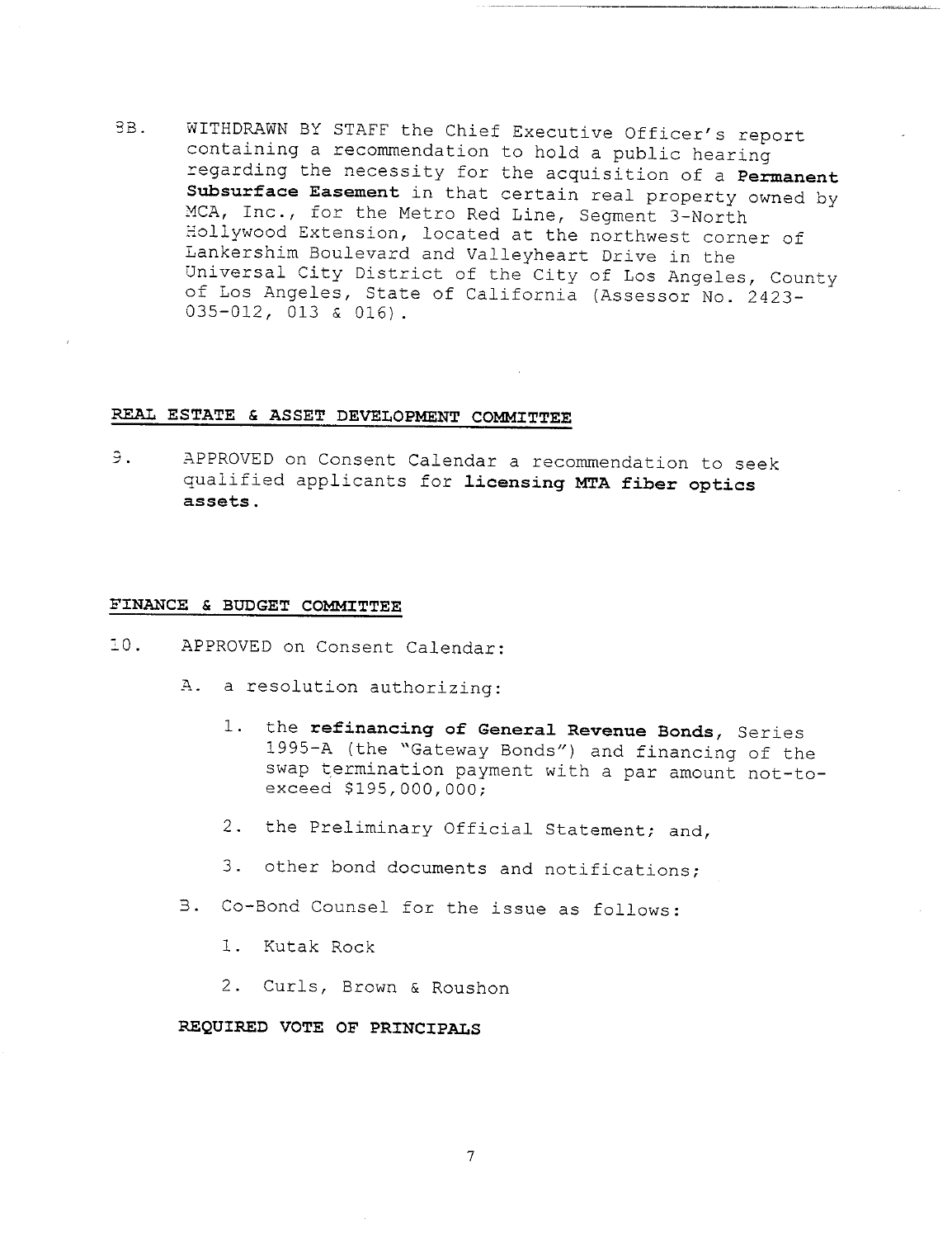8B. WITHDRAWN BY STAFF the Chief Executive Officer's report containing a recommendation to hold a public hearing regarding the necessity for the acquisition of a **Permanent Subsurface Easement** in that certain real property owned by MCA, Inc., for the Metro Red Line, Segment 3-North Hollywood Extension, located at the northwest corner of Lankershim Boulevard and Valleyheart Drive in the Universal City District of the City of Los Angeles, County of Los Angeles, State of California (Assessor No. 2423-035-012, 013 & 016).

## REAL ESTATE & ASSET DEVELOPMENT COMMITTEE

9. APPROVED on Consent Calendar a recommendation to seek qualified applicants for **licensing MTA fiber optics assets**.

## FINANCE & BUDGET COMMITTEE

10. APPROVED on Consent Calendar:

    A. a resolution authorizing:

       1. the **refinancing of General Revenue Bonds**, Series 1995-A (the "Gateway Bonds") and financing of the swap termination payment with a par amount not-to-exceed $195,000,000;

       2. the Preliminary Official Statement; and,

       3. other bond documents and notifications;

    B. Co-Bond Counsel for the issue as follows:

       1. Kutak Rock

       2. Curls, Brown & Roushon

    **REQUIRED VOTE OF PRINCIPALS**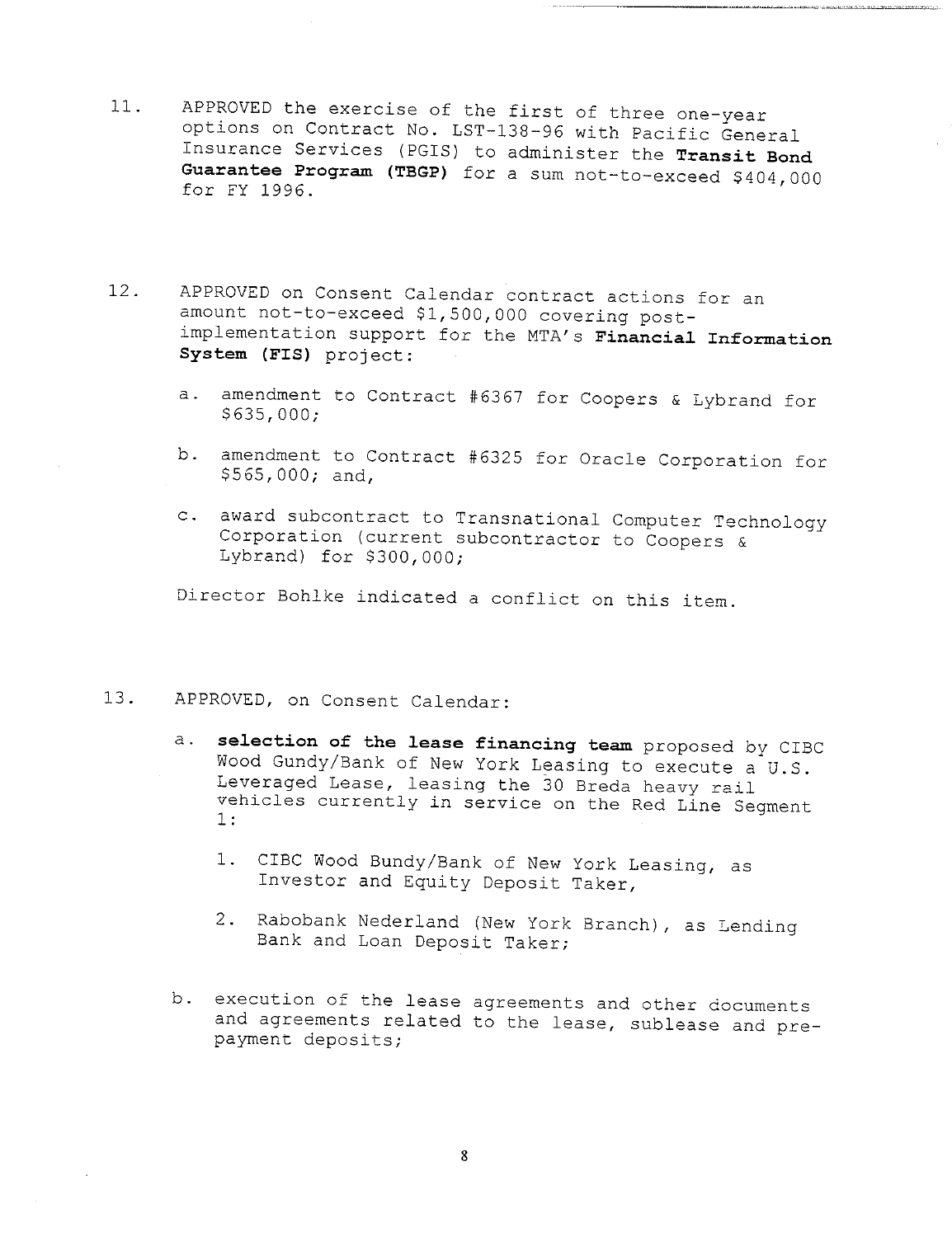11. APPROVED the exercise of the first of three one-year options on Contract No. LST-138-96 with Pacific General Insurance Services (PGIS) to administer the **Transit Bond Guarantee Program (TBGP)** for a sum not-to-exceed $404,000 for FY 1996.

12. APPROVED on Consent Calendar contract actions for an amount not-to-exceed $1,500,000 covering post-implementation support for the MTA's **Financial Information System (FIS)** project:

    a. amendment to Contract #6367 for Coopers & Lybrand for $635,000;

    b. amendment to Contract #6325 for Oracle Corporation for $565,000; and,

    c. award subcontract to Transnational Computer Technology Corporation (current subcontractor to Coopers & Lybrand) for $300,000;

    Director Bohlke indicated a conflict on this item.

13. APPROVED, on Consent Calendar:

    a. **selection of the lease financing team** proposed by CIBC Wood Gundy/Bank of New York Leasing to execute a U.S. Leveraged Lease, leasing the 30 Breda heavy rail vehicles currently in service on the Red Line Segment 1:

        1. CIBC Wood Bundy/Bank of New York Leasing, as Investor and Equity Deposit Taker,

        2. Rabobank Nederland (New York Branch), as Lending Bank and Loan Deposit Taker;

    b. execution of the lease agreements and other documents and agreements related to the lease, sublease and pre-payment deposits;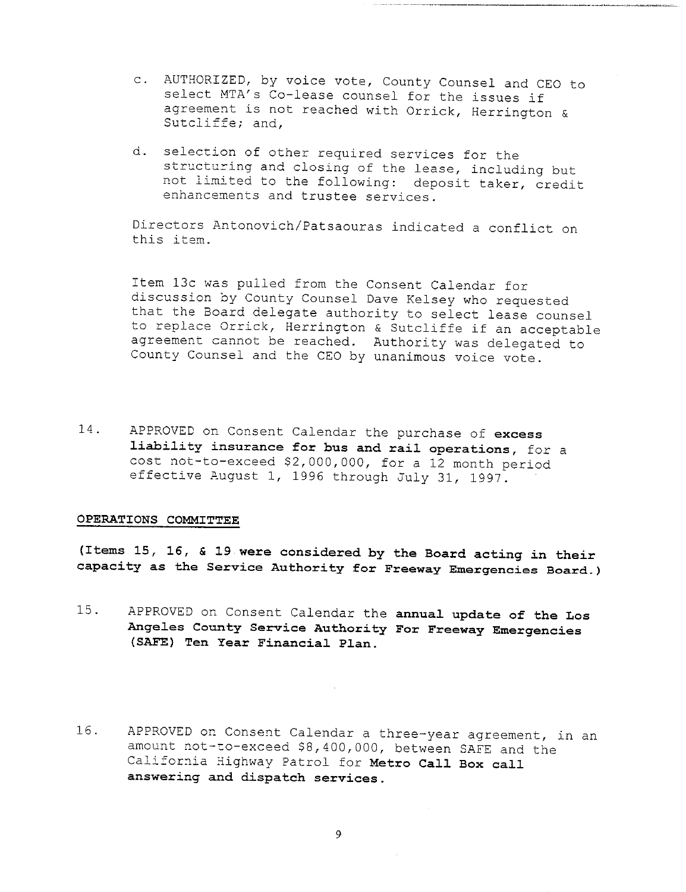c. AUTHORIZED, by voice vote, County Counsel and CEO to select MTA's Co-lease counsel for the issues if agreement is not reached with Orrick, Herrington & Sutcliffe; and,

d. selection of other required services for the structuring and closing of the lease, including but not limited to the following: deposit taker, credit enhancements and trustee services.

Directors Antonovich/Patsaouras indicated a conflict on this item.

Item 13c was pulled from the Consent Calendar for discussion by County Counsel Dave Kelsey who requested that the Board delegate authority to select lease counsel to replace Orrick, Herrington & Sutcliffe if an acceptable agreement cannot be reached. Authority was delegated to County Counsel and the CEO by unanimous voice vote.

14. APPROVED on Consent Calendar the purchase of **excess liability insurance for bus and rail operations**, for a cost not-to-exceed $2,000,000, for a 12 month period effective August 1, 1996 through July 31, 1997.

## OPERATIONS COMMITTEE

**(Items 15, 16, & 19 were considered by the Board acting in their capacity as the Service Authority for Freeway Emergencies Board.)**

15. APPROVED on Consent Calendar the **annual update of the Los Angeles County Service Authority For Freeway Emergencies (SAFE) Ten Year Financial Plan.**

16. APPROVED on Consent Calendar a three-year agreement, in an amount not-to-exceed $8,400,000, between SAFE and the California Highway Patrol for **Metro Call Box call answering and dispatch services.**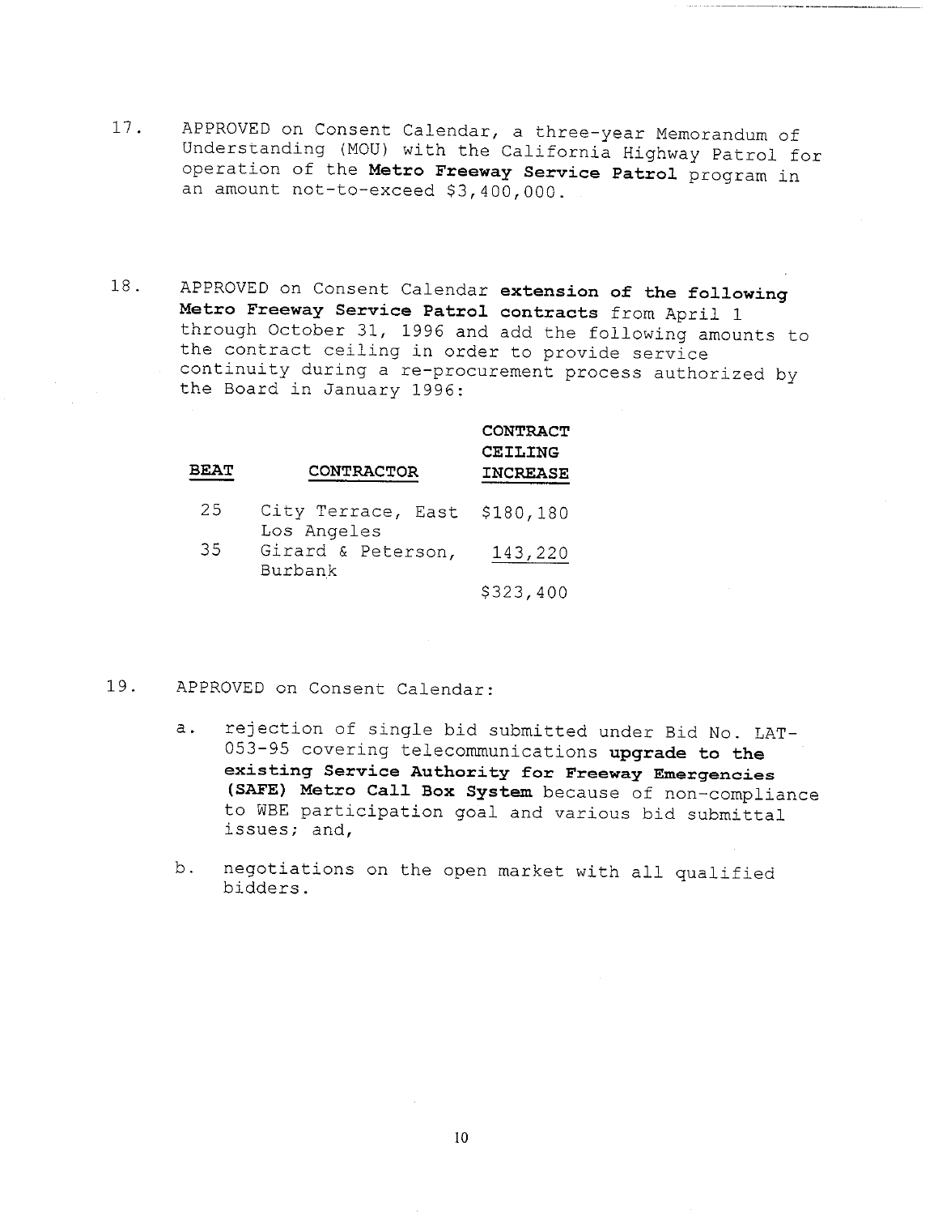17. APPROVED on Consent Calendar, a three-year Memorandum of Understanding (MOU) with the California Highway Patrol for operation of the **Metro Freeway Service Patrol** program in an amount not-to-exceed $3,400,000.

18. APPROVED on Consent Calendar **extension of the following Metro Freeway Service Patrol contracts** from April 1 through October 31, 1996 and add the following amounts to the contract ceiling in order to provide service continuity during a re-procurement process authorized by the Board in January 1996:

| BEAT | CONTRACTOR | CONTRACT CEILING INCREASE |
|---|---|---|
| 25 | City Terrace, East Los Angeles | $180,180 |
| 35 | Girard & Peterson, Burbank | 143,220 |
| | | $323,400 |

19. APPROVED on Consent Calendar:

    a. rejection of single bid submitted under Bid No. LAT-053-95 covering telecommunications **upgrade to the existing Service Authority for Freeway Emergencies (SAFE) Metro Call Box System** because of non-compliance to WBE participation goal and various bid submittal issues; and,

    b. negotiations on the open market with all qualified bidders.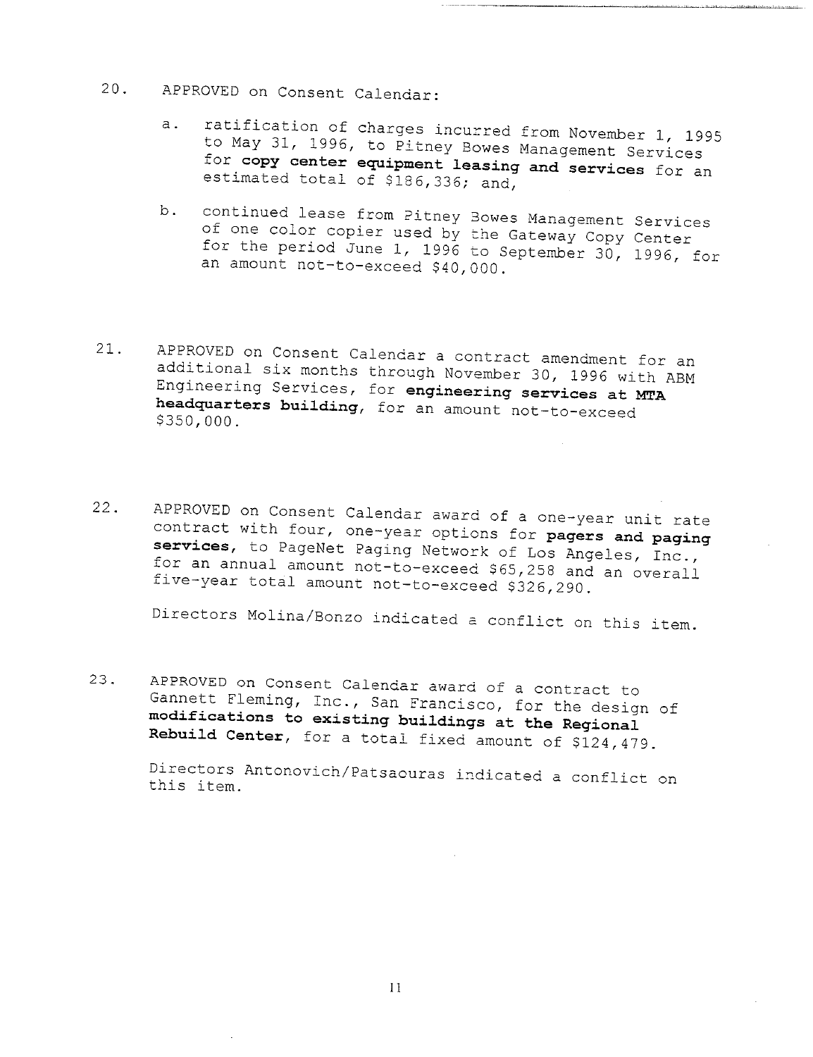20. APPROVED on Consent Calendar:

    a. ratification of charges incurred from November 1, 1995 to May 31, 1996, to Pitney Bowes Management Services for **copy center equipment leasing and services** for an estimated total of $186,336; and,

    b. continued lease from Pitney Bowes Management Services of one color copier used by the Gateway Copy Center for the period June 1, 1996 to September 30, 1996, for an amount not-to-exceed $40,000.

21. APPROVED on Consent Calendar a contract amendment for an additional six months through November 30, 1996 with ABM Engineering Services, for **engineering services at MTA headquarters building**, for an amount not-to-exceed $350,000.

22. APPROVED on Consent Calendar award of a one-year unit rate contract with four, one-year options for **pagers and paging services**, to PageNet Paging Network of Los Angeles, Inc., for an annual amount not-to-exceed $65,258 and an overall five-year total amount not-to-exceed $326,290.

    Directors Molina/Bonzo indicated a conflict on this item.

23. APPROVED on Consent Calendar award of a contract to Gannett Fleming, Inc., San Francisco, for the design of **modifications to existing buildings at the Regional Rebuild Center**, for a total fixed amount of $124,479.

    Directors Antonovich/Patsaouras indicated a conflict on this item.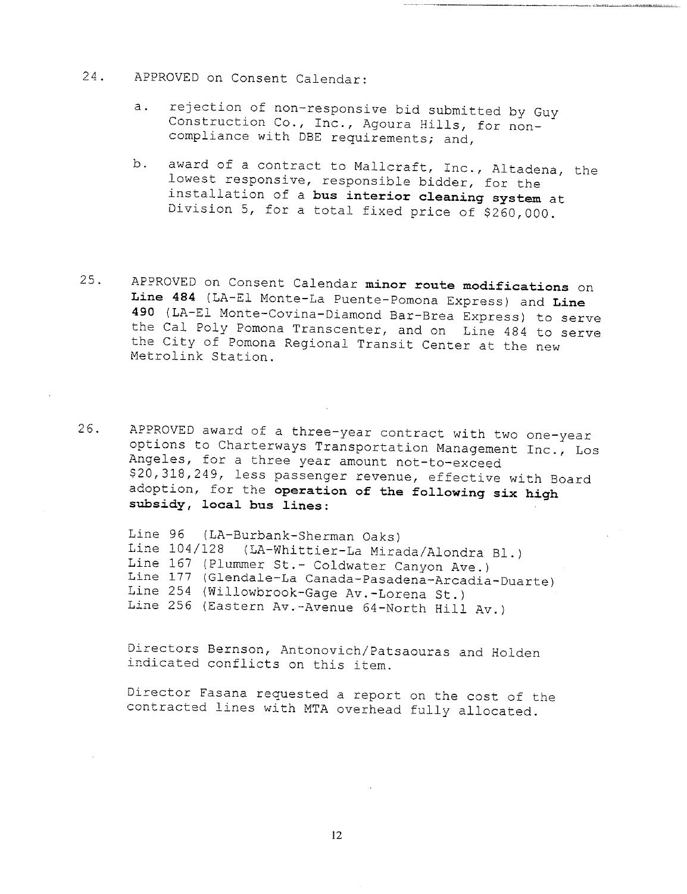24. APPROVED on Consent Calendar:

    a. rejection of non-responsive bid submitted by Guy Construction Co., Inc., Agoura Hills, for non-compliance with DBE requirements; and,

    b. award of a contract to Mallcraft, Inc., Altadena, the lowest responsive, responsible bidder, for the installation of a **bus interior cleaning system** at Division 5, for a total fixed price of $260,000.

25. APPROVED on Consent Calendar **minor route modifications** on **Line 484** (LA-El Monte-La Puente-Pomona Express) and **Line 490** (LA-El Monte-Covina-Diamond Bar-Brea Express) to serve the Cal Poly Pomona Transcenter, and on Line 484 to serve the City of Pomona Regional Transit Center at the new Metrolink Station.

26. APPROVED award of a three-year contract with two one-year options to Charterways Transportation Management Inc., Los Angeles, for a three year amount not-to-exceed $20,318,249, less passenger revenue, effective with Board adoption, for the **operation of the following six high subsidy, local bus lines:**

    Line 96 (LA-Burbank-Sherman Oaks)
    Line 104/128 (LA-Whittier-La Mirada/Alondra Bl.)
    Line 167 (Plummer St.- Coldwater Canyon Ave.)
    Line 177 (Glendale-La Canada-Pasadena-Arcadia-Duarte)
    Line 254 (Willowbrook-Gage Av.-Lorena St.)
    Line 256 (Eastern Av.-Avenue 64-North Hill Av.)

    Directors Bernson, Antonovich/Patsaouras and Holden indicated conflicts on this item.

    Director Fasana requested a report on the cost of the contracted lines with MTA overhead fully allocated.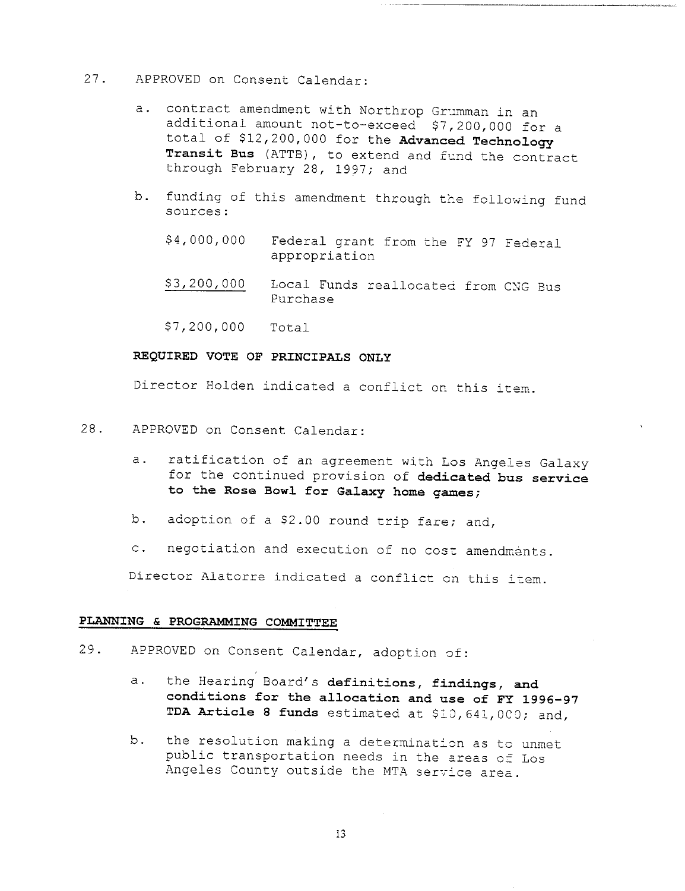27. APPROVED on Consent Calendar:

    a. contract amendment with Northrop Grumman in an additional amount not-to-exceed $7,200,000 for a total of $12,200,000 for the **Advanced Technology Transit Bus** (ATTB), to extend and fund the contract through February 28, 1997; and

    b. funding of this amendment through the following fund sources:

| | |
|---|---|
| $4,000,000 | Federal grant from the FY 97 Federal appropriation |
| $3,200,000 | Local Funds reallocated from CNG Bus Purchase |
| $7,200,000 | Total |

    **REQUIRED VOTE OF PRINCIPALS ONLY**

    Director Holden indicated a conflict on this item.

28. APPROVED on Consent Calendar:

    a. ratification of an agreement with Los Angeles Galaxy for the continued provision of **dedicated bus service to the Rose Bowl for Galaxy home games;**

    b. adoption of a $2.00 round trip fare; and,

    c. negotiation and execution of no cost amendments.

    Director Alatorre indicated a conflict on this item.

**PLANNING & PROGRAMMING COMMITTEE**

29. APPROVED on Consent Calendar, adoption of:

    a. the Hearing Board's **definitions, findings, and conditions for the allocation and use of FY 1996-97 TDA Article 8 funds** estimated at $10,641,000; and,

    b. the resolution making a determination as to unmet public transportation needs in the areas of Los Angeles County outside the MTA service area.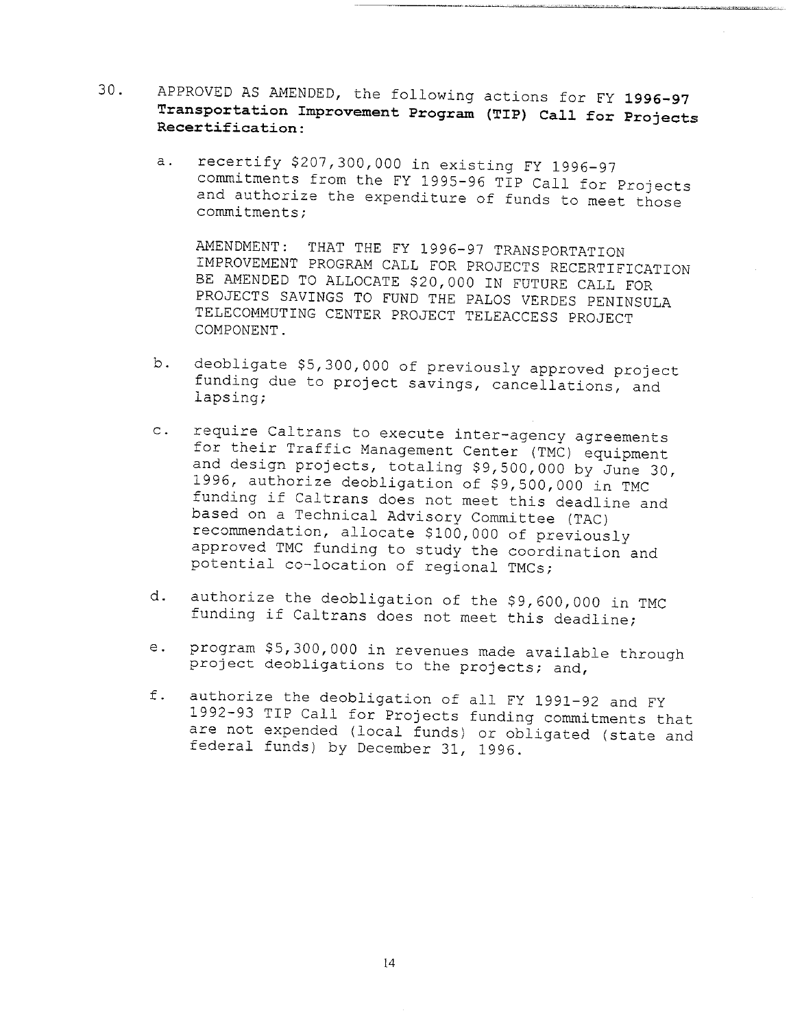30. APPROVED AS AMENDED, the following actions for FY **1996-97 Transportation Improvement Program (TIP) Call for Projects Recertification:**

   a. recertify $207,300,000 in existing FY 1996-97 commitments from the FY 1995-96 TIP Call for Projects and authorize the expenditure of funds to meet those commitments;

      AMENDMENT: THAT THE FY 1996-97 TRANSPORTATION IMPROVEMENT PROGRAM CALL FOR PROJECTS RECERTIFICATION BE AMENDED TO ALLOCATE $20,000 IN FUTURE CALL FOR PROJECTS SAVINGS TO FUND THE PALOS VERDES PENINSULA TELECOMMUTING CENTER PROJECT TELEACCESS PROJECT COMPONENT.

   b. deobligate $5,300,000 of previously approved project funding due to project savings, cancellations, and lapsing;

   c. require Caltrans to execute inter-agency agreements for their Traffic Management Center (TMC) equipment and design projects, totaling $9,500,000 by June 30, 1996, authorize deobligation of $9,500,000 in TMC funding if Caltrans does not meet this deadline and based on a Technical Advisory Committee (TAC) recommendation, allocate $100,000 of previously approved TMC funding to study the coordination and potential co-location of regional TMCs;

   d. authorize the deobligation of the $9,600,000 in TMC funding if Caltrans does not meet this deadline;

   e. program $5,300,000 in revenues made available through project deobligations to the projects; and,

   f. authorize the deobligation of all FY 1991-92 and FY 1992-93 TIP Call for Projects funding commitments that are not expended (local funds) or obligated (state and federal funds) by December 31, 1996.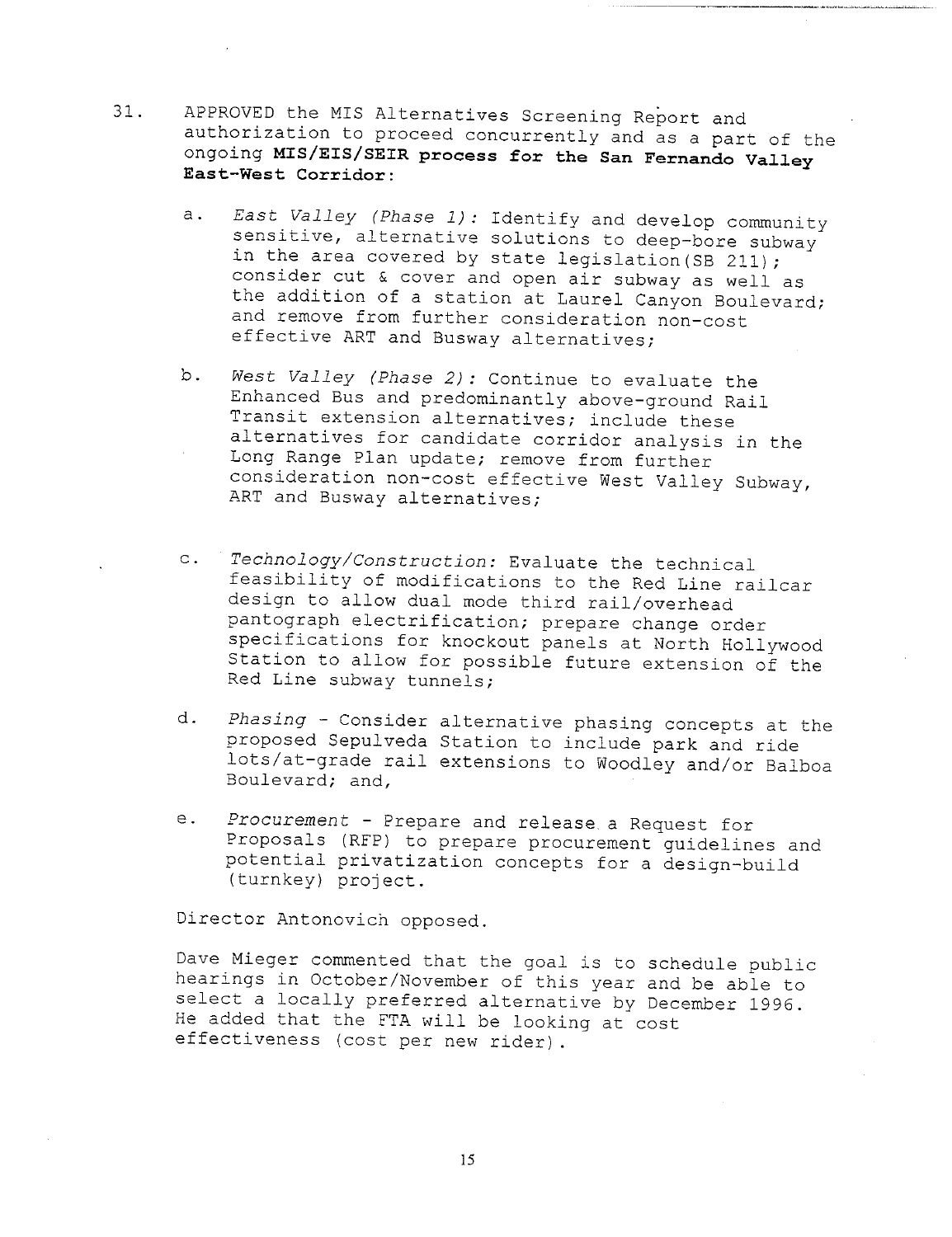31. APPROVED the MIS Alternatives Screening Report and authorization to proceed concurrently and as a part of the ongoing **MIS/EIS/SEIR process for the San Fernando Valley East-West Corridor:**

    a. *East Valley (Phase 1):* Identify and develop community sensitive, alternative solutions to deep-bore subway in the area covered by state legislation(SB 211); consider cut & cover and open air subway as well as the addition of a station at Laurel Canyon Boulevard; and remove from further consideration non-cost effective ART and Busway alternatives;

    b. *West Valley (Phase 2):* Continue to evaluate the Enhanced Bus and predominantly above-ground Rail Transit extension alternatives; include these alternatives for candidate corridor analysis in the Long Range Plan update; remove from further consideration non-cost effective West Valley Subway, ART and Busway alternatives;

    c. *Technology/Construction:* Evaluate the technical feasibility of modifications to the Red Line railcar design to allow dual mode third rail/overhead pantograph electrification; prepare change order specifications for knockout panels at North Hollywood Station to allow for possible future extension of the Red Line subway tunnels;

    d. *Phasing* - Consider alternative phasing concepts at the proposed Sepulveda Station to include park and ride lots/at-grade rail extensions to Woodley and/or Balboa Boulevard; and,

    e. *Procurement* - Prepare and release a Request for Proposals (RFP) to prepare procurement guidelines and potential privatization concepts for a design-build (turnkey) project.

    Director Antonovich opposed.

    Dave Mieger commented that the goal is to schedule public hearings in October/November of this year and be able to select a locally preferred alternative by December 1996. He added that the FTA will be looking at cost effectiveness (cost per new rider).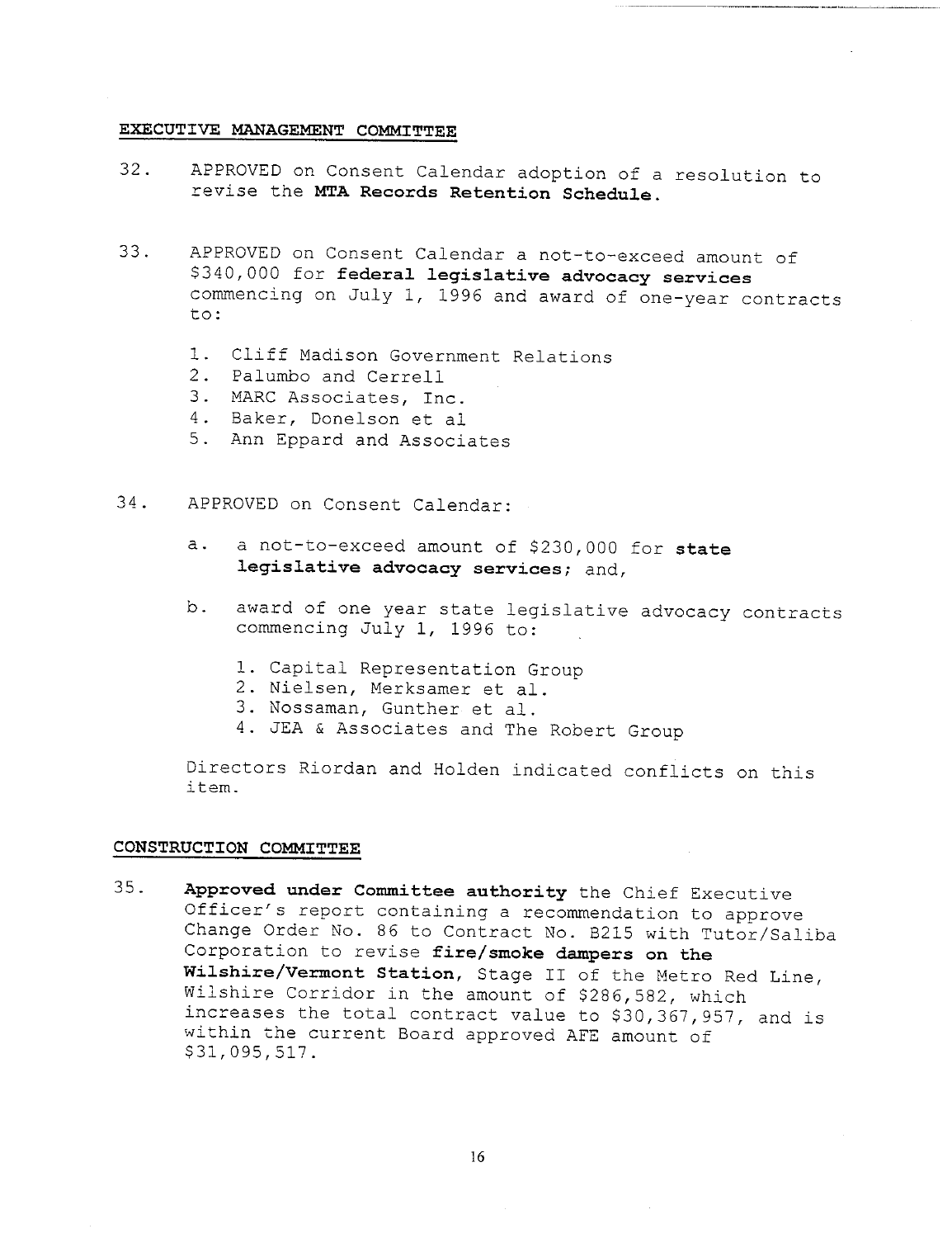**EXECUTIVE MANAGEMENT COMMITTEE**

32. APPROVED on Consent Calendar adoption of a resolution to revise the **MTA Records Retention Schedule.**

33. APPROVED on Consent Calendar a not-to-exceed amount of $340,000 for **federal legislative advocacy services** commencing on July 1, 1996 and award of one-year contracts to:

    1. Cliff Madison Government Relations
    2. Palumbo and Cerrell
    3. MARC Associates, Inc.
    4. Baker, Donelson et al
    5. Ann Eppard and Associates

34. APPROVED on Consent Calendar:

    a. a not-to-exceed amount of $230,000 for **state legislative advocacy services**; and,

    b. award of one year state legislative advocacy contracts commencing July 1, 1996 to:

        1. Capital Representation Group
        2. Nielsen, Merksamer et al.
        3. Nossaman, Gunther et al.
        4. JEA & Associates and The Robert Group

    Directors Riordan and Holden indicated conflicts on this item.

**CONSTRUCTION COMMITTEE**

35. **Approved under Committee authority** the Chief Executive Officer's report containing a recommendation to approve Change Order No. 86 to Contract No. B215 with Tutor/Saliba Corporation to revise **fire/smoke dampers on the Wilshire/Vermont Station**, Stage II of the Metro Red Line, Wilshire Corridor in the amount of $286,582, which increases the total contract value to $30,367,957, and is within the current Board approved AFE amount of $31,095,517.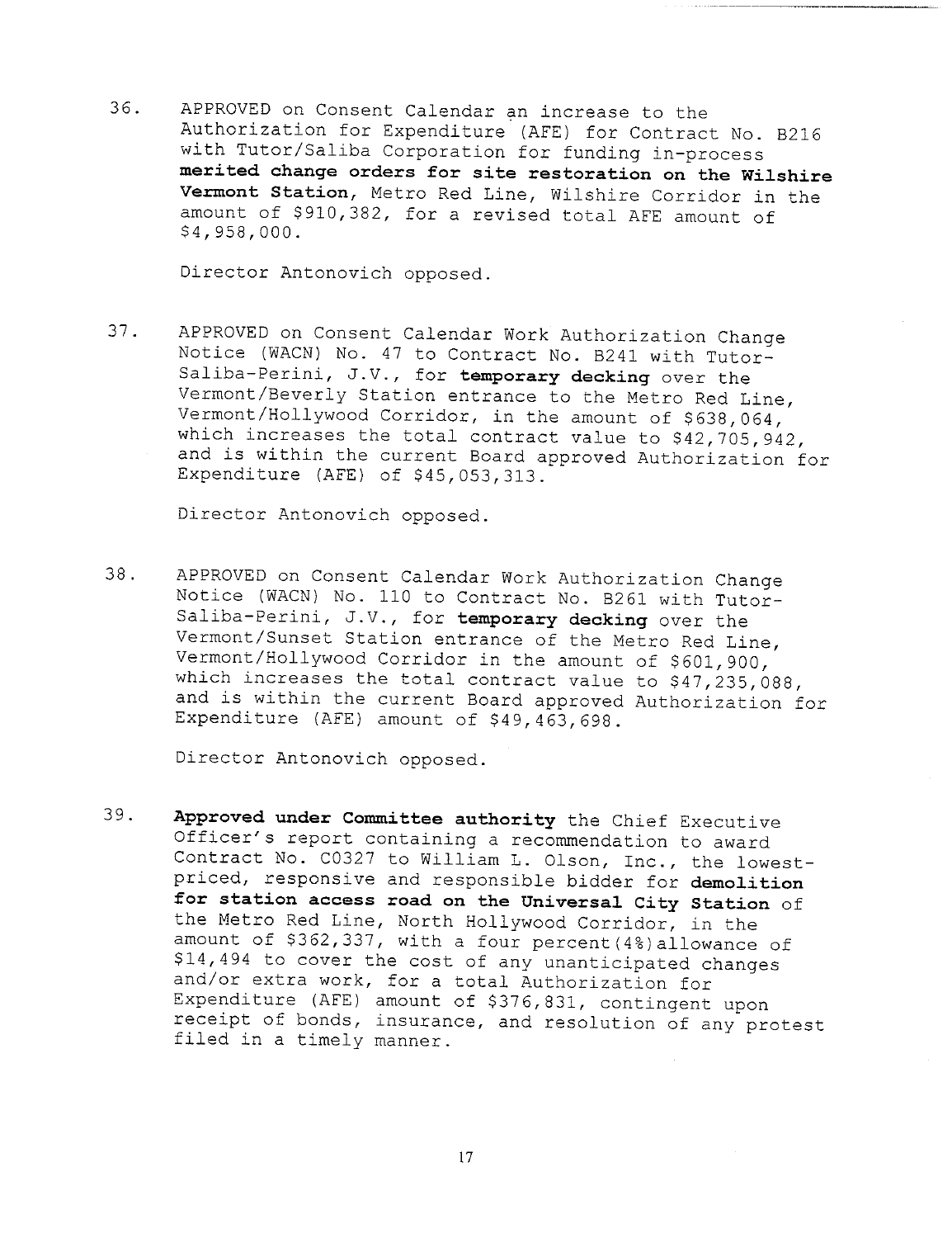36. APPROVED on Consent Calendar an increase to the Authorization for Expenditure (AFE) for Contract No. B216 with Tutor/Saliba Corporation for funding in-process **merited change orders for site restoration on the Wilshire Vermont Station,** Metro Red Line, Wilshire Corridor in the amount of $910,382, for a revised total AFE amount of $4,958,000.

    Director Antonovich opposed.

37. APPROVED on Consent Calendar Work Authorization Change Notice (WACN) No. 47 to Contract No. B241 with Tutor-Saliba-Perini, J.V., for **temporary decking** over the Vermont/Beverly Station entrance to the Metro Red Line, Vermont/Hollywood Corridor, in the amount of $638,064, which increases the total contract value to $42,705,942, and is within the current Board approved Authorization for Expenditure (AFE) of $45,053,313.

    Director Antonovich opposed.

38. APPROVED on Consent Calendar Work Authorization Change Notice (WACN) No. 110 to Contract No. B261 with Tutor-Saliba-Perini, J.V., for **temporary decking** over the Vermont/Sunset Station entrance of the Metro Red Line, Vermont/Hollywood Corridor in the amount of $601,900, which increases the total contract value to $47,235,088, and is within the current Board approved Authorization for Expenditure (AFE) amount of $49,463,698.

    Director Antonovich opposed.

39. **Approved under Committee authority** the Chief Executive Officer's report containing a recommendation to award Contract No. C0327 to William L. Olson, Inc., the lowest-priced, responsive and responsible bidder for **demolition for station access road on the Universal City Station** of the Metro Red Line, North Hollywood Corridor, in the amount of $362,337, with a four percent(4%)allowance of $14,494 to cover the cost of any unanticipated changes and/or extra work, for a total Authorization for Expenditure (AFE) amount of $376,831, contingent upon receipt of bonds, insurance, and resolution of any protest filed in a timely manner.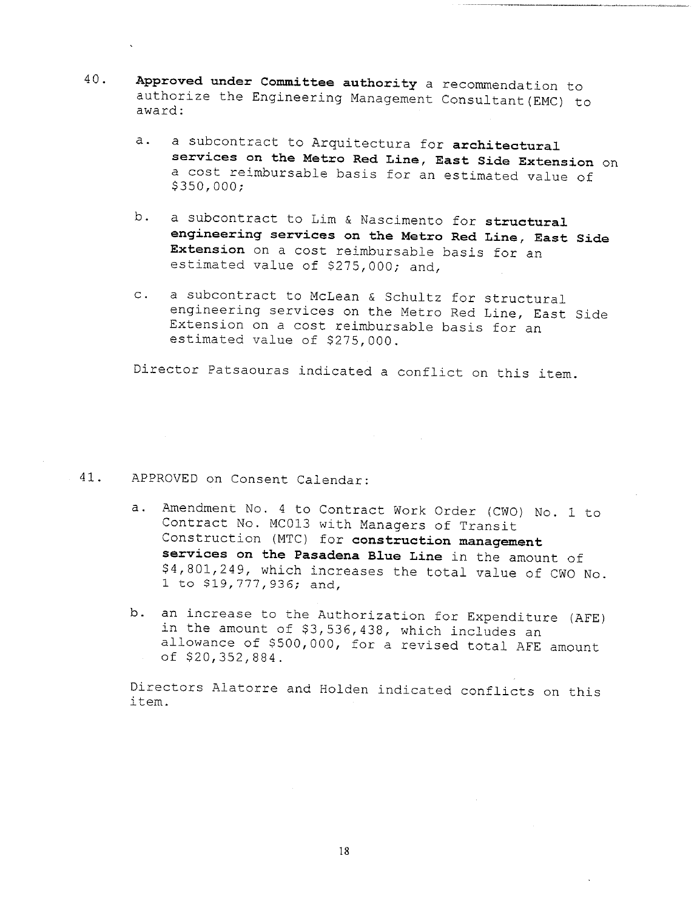40. **Approved under Committee authority** a recommendation to authorize the Engineering Management Consultant(EMC) to award:

    a. a subcontract to Arquitectura for **architectural services on the Metro Red Line, East Side Extension** on a cost reimbursable basis for an estimated value of $350,000;

    b. a subcontract to Lim & Nascimento for **structural engineering services on the Metro Red Line, East Side Extension** on a cost reimbursable basis for an estimated value of $275,000; and,

    c. a subcontract to McLean & Schultz for structural engineering services on the Metro Red Line, East Side Extension on a cost reimbursable basis for an estimated value of $275,000.

    Director Patsaouras indicated a conflict on this item.

41. APPROVED on Consent Calendar:

    a. Amendment No. 4 to Contract Work Order (CWO) No. 1 to Contract No. MC013 with Managers of Transit Construction (MTC) for **construction management services on the Pasadena Blue Line** in the amount of $4,801,249, which increases the total value of CWO No. 1 to $19,777,936; and,

    b. an increase to the Authorization for Expenditure (AFE) in the amount of $3,536,438, which includes an allowance of $500,000, for a revised total AFE amount of $20,352,884.

    Directors Alatorre and Holden indicated conflicts on this item.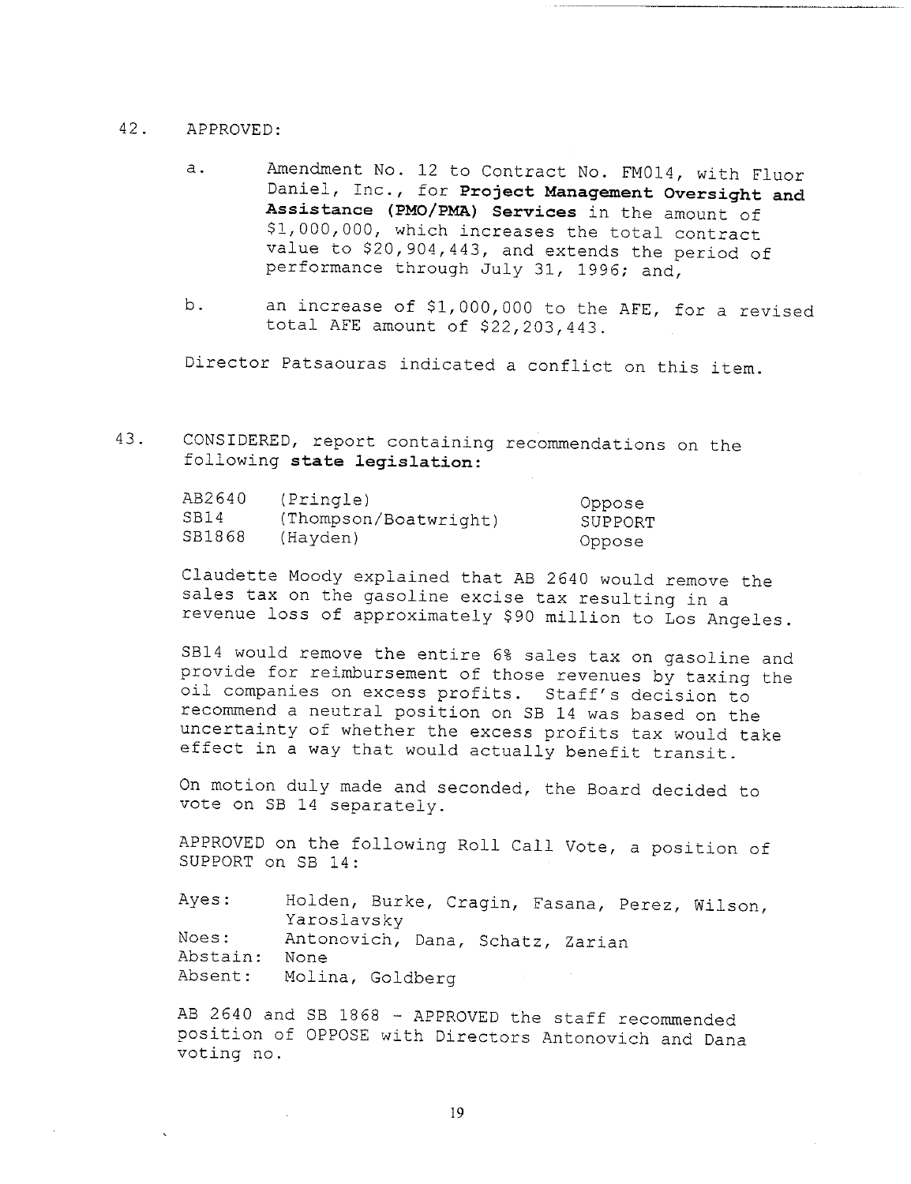42. APPROVED:

    a. Amendment No. 12 to Contract No. FM014, with Fluor Daniel, Inc., for **Project Management Oversight and Assistance (PMO/PMA) Services** in the amount of $1,000,000, which increases the total contract value to $20,904,443, and extends the period of performance through July 31, 1996; and,

    b. an increase of $1,000,000 to the AFE, for a revised total AFE amount of $22,203,443.

    Director Patsaouras indicated a conflict on this item.

43. CONSIDERED, report containing recommendations on the following **state legislation:**

| | | |
|---|---|---|
| AB2640 | (Pringle) | Oppose |
| SB14 | (Thompson/Boatwright) | SUPPORT |
| SB1868 | (Hayden) | Oppose |

Claudette Moody explained that AB 2640 would remove the sales tax on the gasoline excise tax resulting in a revenue loss of approximately $90 million to Los Angeles.

SB14 would remove the entire 6% sales tax on gasoline and provide for reimbursement of those revenues by taxing the oil companies on excess profits. Staff's decision to recommend a neutral position on SB 14 was based on the uncertainty of whether the excess profits tax would take effect in a way that would actually benefit transit.

On motion duly made and seconded, the Board decided to vote on SB 14 separately.

APPROVED on the following Roll Call Vote, a position of SUPPORT on SB 14:

| | |
|---|---|
| Ayes: | Holden, Burke, Cragin, Fasana, Perez, Wilson, Yaroslavsky |
| Noes: | Antonovich, Dana, Schatz, Zarian |
| Abstain: | None |
| Absent: | Molina, Goldberg |

AB 2640 and SB 1868 - APPROVED the staff recommended position of OPPOSE with Directors Antonovich and Dana voting no.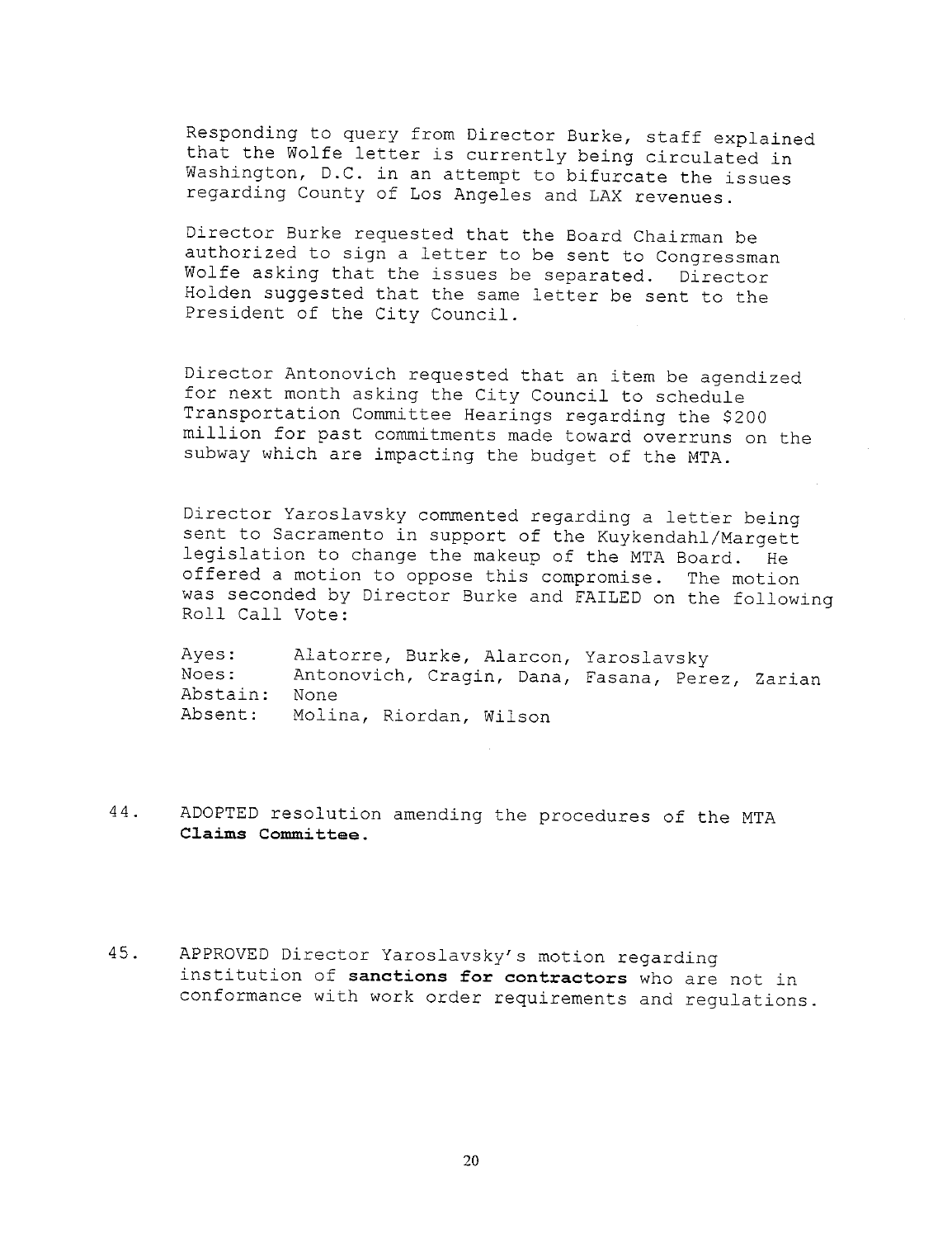Responding to query from Director Burke, staff explained that the Wolfe letter is currently being circulated in Washington, D.C. in an attempt to bifurcate the issues regarding County of Los Angeles and LAX revenues.

Director Burke requested that the Board Chairman be authorized to sign a letter to be sent to Congressman Wolfe asking that the issues be separated. Director Holden suggested that the same letter be sent to the President of the City Council.

Director Antonovich requested that an item be agendized for next month asking the City Council to schedule Transportation Committee Hearings regarding the $200 million for past commitments made toward overruns on the subway which are impacting the budget of the MTA.

Director Yaroslavsky commented regarding a letter being sent to Sacramento in support of the Kuykendahl/Margett legislation to change the makeup of the MTA Board. He offered a motion to oppose this compromise. The motion was seconded by Director Burke and FAILED on the following Roll Call Vote:

| | |
|---|---|
| Ayes: | Alatorre, Burke, Alarcon, Yaroslavsky |
| Noes: | Antonovich, Cragin, Dana, Fasana, Perez, Zarian |
| Abstain: | None |
| Absent: | Molina, Riordan, Wilson |

44. ADOPTED resolution amending the procedures of the MTA **Claims Committee.**

45. APPROVED Director Yaroslavsky's motion regarding institution of **sanctions for contractors** who are not in conformance with work order requirements and regulations.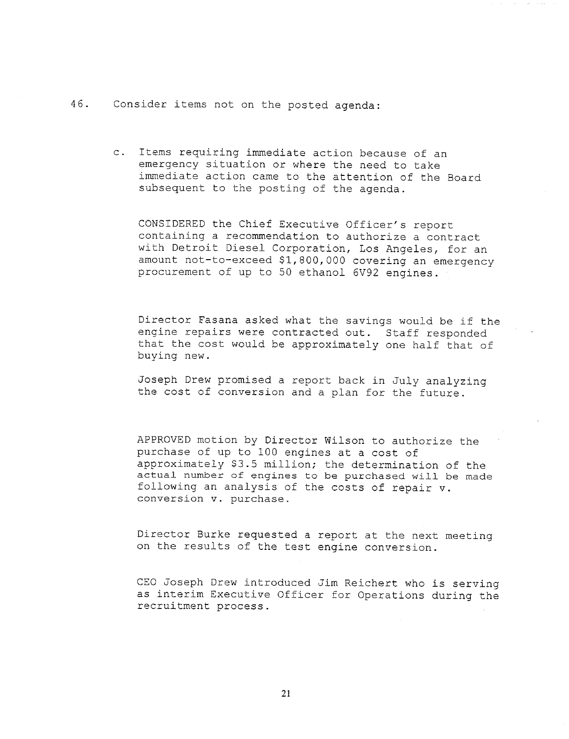46. Consider items not on the posted agenda:

   c. Items requiring immediate action because of an emergency situation or where the need to take immediate action came to the attention of the Board subsequent to the posting of the agenda.

      CONSIDERED the Chief Executive Officer's report containing a recommendation to authorize a contract with Detroit Diesel Corporation, Los Angeles, for an amount not-to-exceed $1,800,000 covering an emergency procurement of up to 50 ethanol 6V92 engines.

      Director Fasana asked what the savings would be if the engine repairs were contracted out. Staff responded that the cost would be approximately one half that of buying new.

      Joseph Drew promised a report back in July analyzing the cost of conversion and a plan for the future.

      APPROVED motion by Director Wilson to authorize the purchase of up to 100 engines at a cost of approximately $3.5 million; the determination of the actual number of engines to be purchased will be made following an analysis of the costs of repair v. conversion v. purchase.

      Director Burke requested a report at the next meeting on the results of the test engine conversion.

      CEO Joseph Drew introduced Jim Reichert who is serving as interim Executive Officer for Operations during the recruitment process.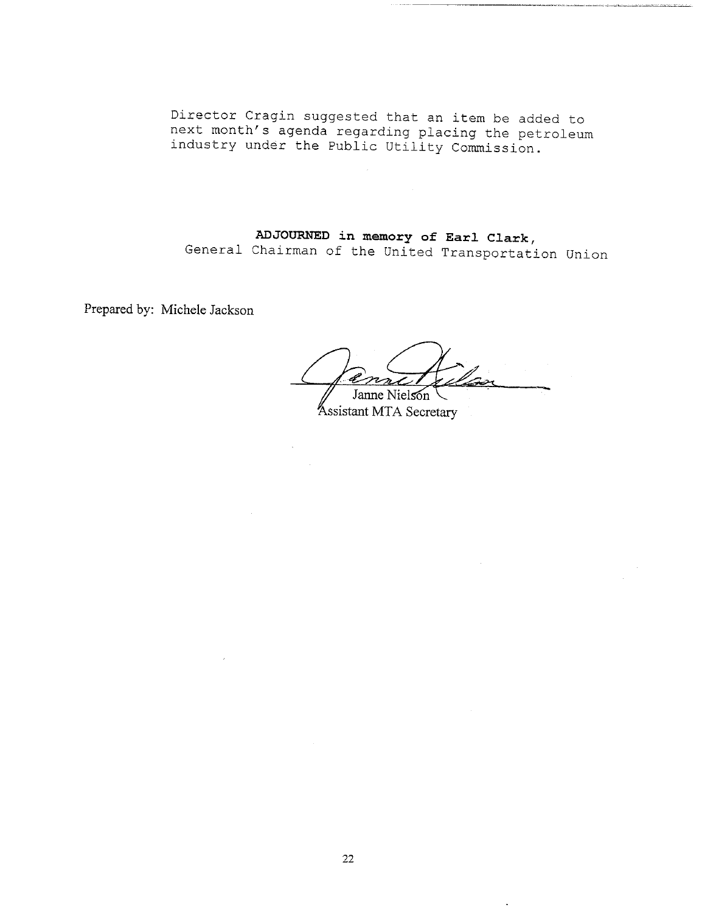Director Cragin suggested that an item be added to next month's agenda regarding placing the petroleum industry under the Public Utility Commission.

**ADJOURNED in memory of Earl Clark,**
General Chairman of the United Transportation Union

Prepared by: Michele Jackson

Janne Nielson
Assistant MTA Secretary